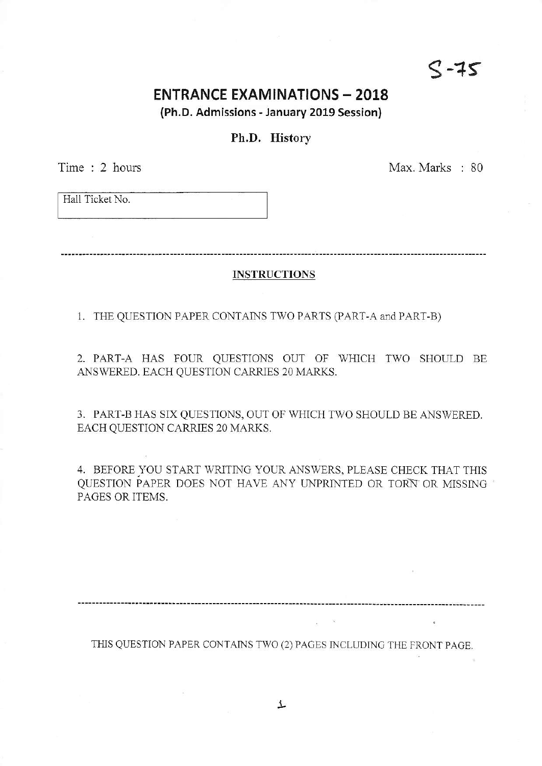S-75

# ENTRANCE EXAMINATIONS – 2018

**(Ph.D. Admissions - January 2019 Session)**

**Ph.D. History**

Time : 2 hours

Max. Marks : 80

Hall Ticket No.

---

## INSTRUCTIONS

1. THE QUESTION PAPER CONTAINS TWO PARTS (PART-A and PART-B)

2. PART-A HAS FOUR QUESTIONS OUT OF WHICH TWO SHOULD BE ANSWERED. EACH QUESTION CARRIES 20 MARKS.

3. PART-B HAS SIX QUESTIONS, OUT OF WHICH TWO SHOULD BE ANSWERED. EACH QUESTION CARRIES 20 MARKS.

4. BEFORE YOU START WRITING YOUR ANSWERS, PLEASE CHECK THAT THIS QUESTION PAPER DOES NOT HAVE ANY UNPRINTED OR TORN OR MISSING PAGES OR ITEMS.

---

THIS QUESTION PAPER CONTAINS TWO (2) PAGES INCLUDING THE FRONT PAGE.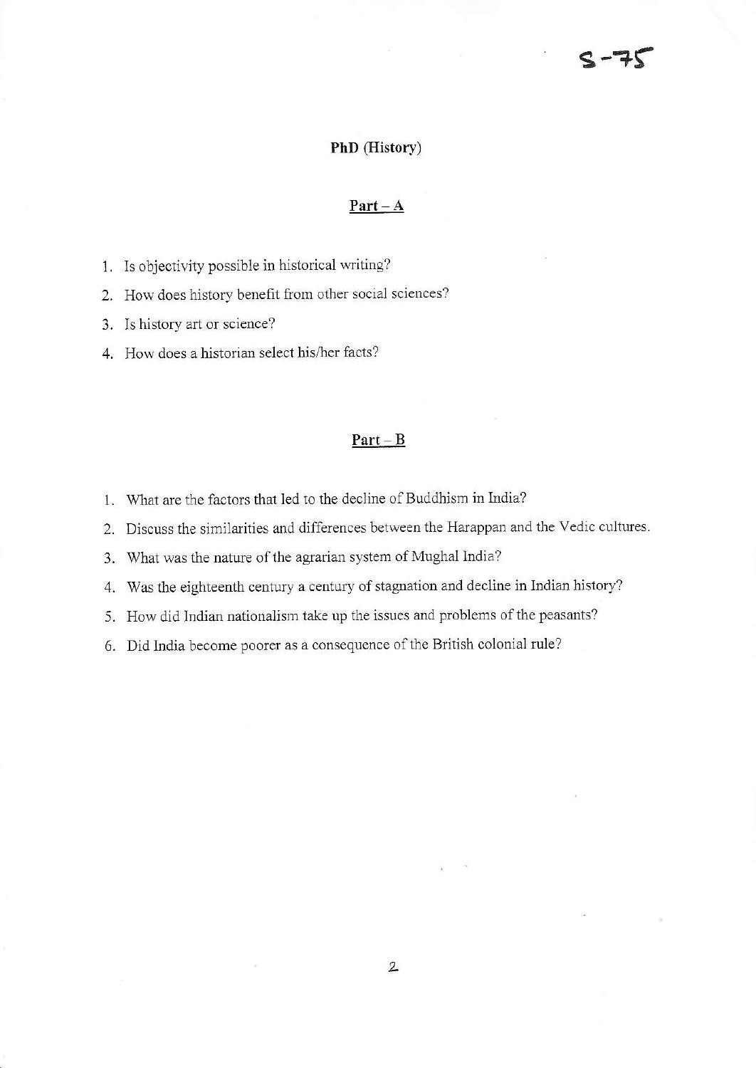S-75

## PhD (History)

### Part – A

1. Is objectivity possible in historical writing?
2. How does history benefit from other social sciences?
3. Is history art or science?
4. How does a historian select his/her facts?

### Part – B

1. What are the factors that led to the decline of Buddhism in India?
2. Discuss the similarities and differences between the Harappan and the Vedic cultures.
3. What was the nature of the agrarian system of Mughal India?
4. Was the eighteenth century a century of stagnation and decline in Indian history?
5. How did Indian nationalism take up the issues and problems of the peasants?
6. Did India become poorer as a consequence of the British colonial rule?